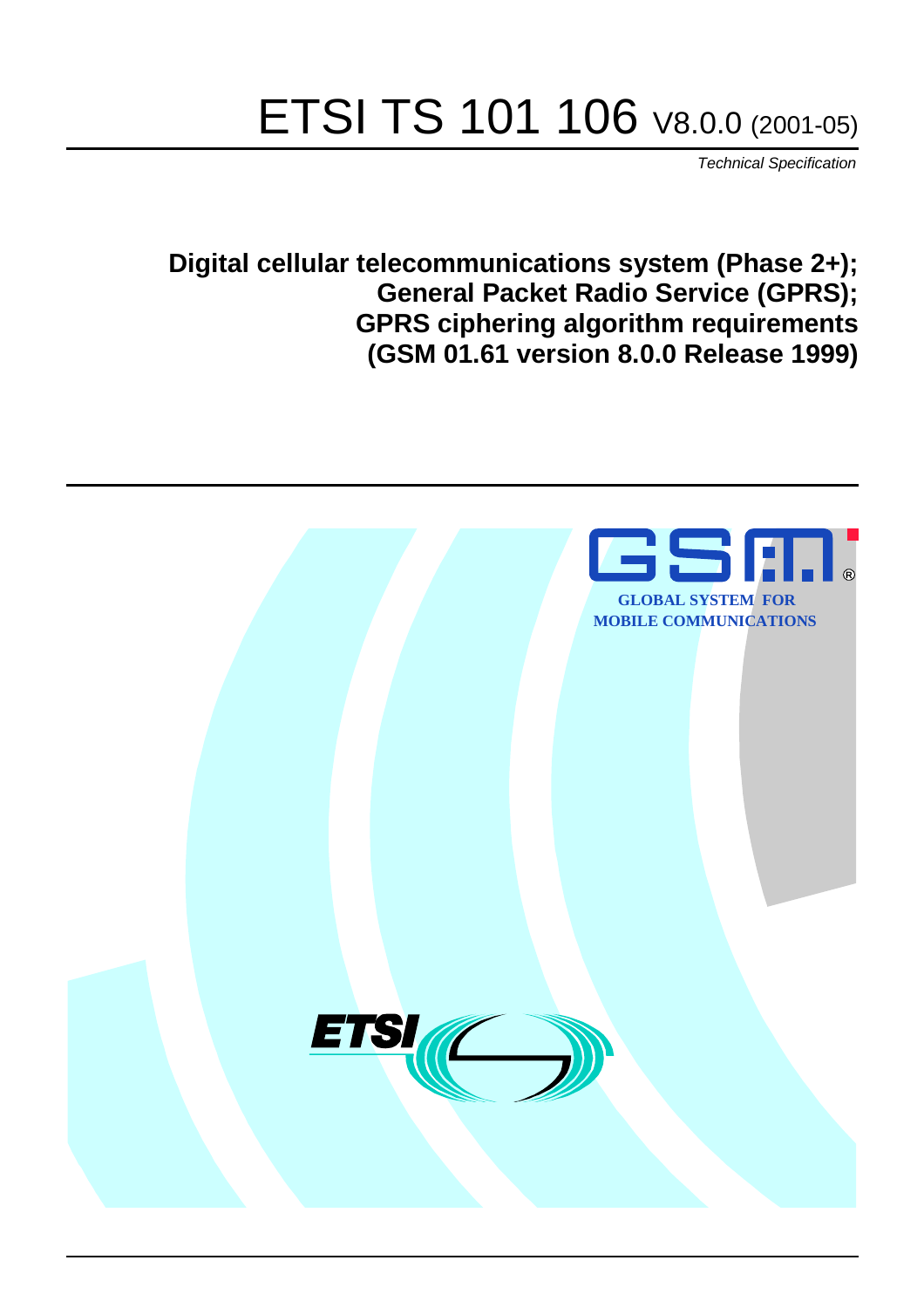# ETSI TS 101 106 V8.0.0 (2001-05)

*Technical Specification*

**Digital cellular telecommunications system (Phase 2+);**
**General Packet Radio Service (GPRS);**
**GPRS ciphering algorithm requirements**
**(GSM 01.61 version 8.0.0 Release 1999)**

GLOBAL SYSTEM FOR MOBILE COMMUNICATIONS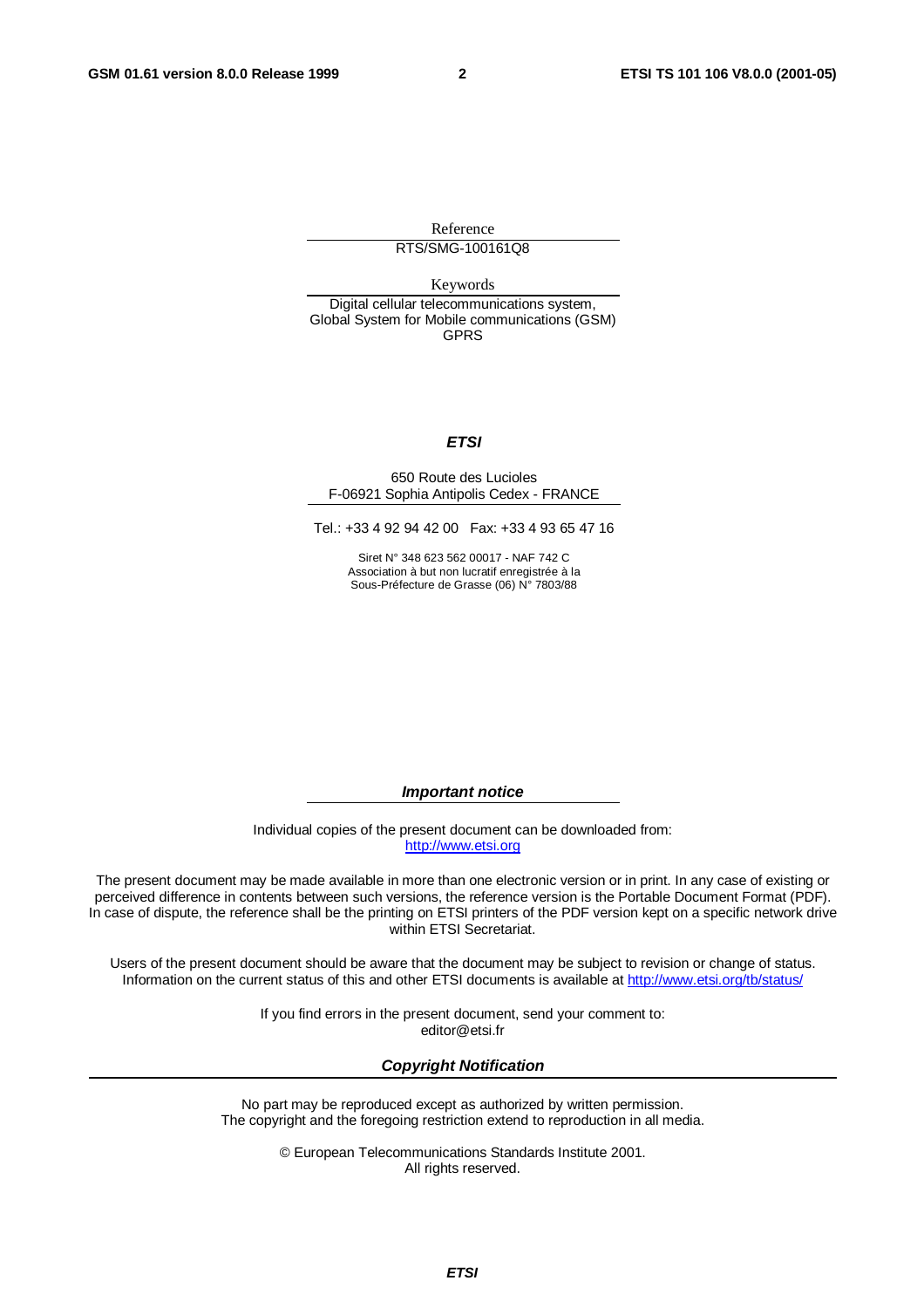Reference

RTS/SMG-100161Q8

Keywords

Digital cellular telecommunications system, Global System for Mobile communications (GSM) GPRS

***ETSI***

650 Route des Lucioles
F-06921 Sophia Antipolis Cedex - FRANCE

Tel.: +33 4 92 94 42 00 Fax: +33 4 93 65 47 16

Siret N° 348 623 562 00017 - NAF 742 C
Association à but non lucratif enregistrée à la
Sous-Préfecture de Grasse (06) N° 7803/88

***Important notice***

Individual copies of the present document can be downloaded from:
http://www.etsi.org

The present document may be made available in more than one electronic version or in print. In any case of existing or perceived difference in contents between such versions, the reference version is the Portable Document Format (PDF). In case of dispute, the reference shall be the printing on ETSI printers of the PDF version kept on a specific network drive within ETSI Secretariat.

Users of the present document should be aware that the document may be subject to revision or change of status. Information on the current status of this and other ETSI documents is available at http://www.etsi.org/tb/status/

If you find errors in the present document, send your comment to:
editor@etsi.fr

***Copyright Notification***

No part may be reproduced except as authorized by written permission.
The copyright and the foregoing restriction extend to reproduction in all media.

© European Telecommunications Standards Institute 2001.
All rights reserved.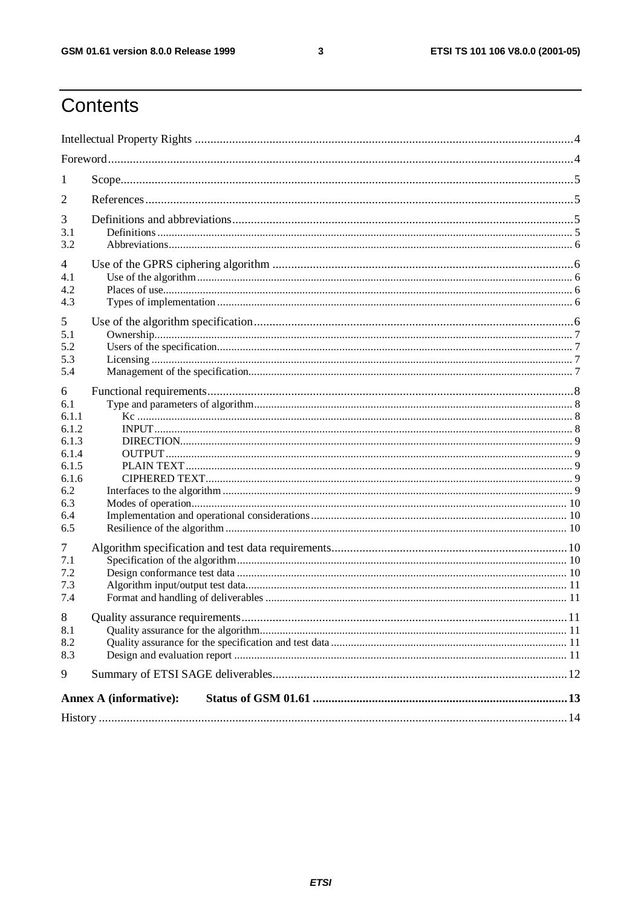# Contents

Intellectual Property Rights ....................................................................................................................4

Foreword.................................................................................................................................................4

1 Scope....................................................................................................................................................5

2 References............................................................................................................................................5

3 Definitions and abbreviations...............................................................................................................5
- 3.1 Definitions ........................................................................................................................................ 5
- 3.2 Abbreviations.................................................................................................................................... 6

4 Use of the GPRS ciphering algorithm ...................................................................................................6
- 4.1 Use of the algorithm .......................................................................................................................... 6
- 4.2 Places of use....................................................................................................................................... 6
- 4.3 Types of implementation ................................................................................................................... 6

5 Use of the algorithm specification........................................................................................................6
- 5.1 Ownership.......................................................................................................................................... 7
- 5.2 Users of the specification.................................................................................................................... 7
- 5.3 Licensing ........................................................................................................................................... 7
- 5.4 Management of the specification........................................................................................................ 7

6 Functional requirements........................................................................................................................8
- 6.1 Type and parameters of algorithm...................................................................................................... 8
  - 6.1.1 Kc ............................................................................................................................................... 8
  - 6.1.2 INPUT......................................................................................................................................... 8
  - 6.1.3 DIRECTION................................................................................................................................ 9
  - 6.1.4 OUTPUT ..................................................................................................................................... 9
  - 6.1.5 PLAIN TEXT............................................................................................................................... 9
  - 6.1.6 CIPHERED TEXT........................................................................................................................ 9
- 6.2 Interfaces to the algorithm ................................................................................................................. 9
- 6.3 Modes of operation........................................................................................................................... 10
- 6.4 Implementation and operational considerations................................................................................ 10
- 6.5 Resilience of the algorithm ............................................................................................................... 10

7 Algorithm specification and test data requirements.............................................................................10
- 7.1 Specification of the algorithm........................................................................................................... 10
- 7.2 Design conformance test data ........................................................................................................... 10
- 7.3 Algorithm input/output test data........................................................................................................ 11
- 7.4 Format and handling of deliverables ................................................................................................. 11

8 Quality assurance requirements...........................................................................................................11
- 8.1 Quality assurance for the algorithm................................................................................................... 11
- 8.2 Quality assurance for the specification and test data ......................................................................... 11
- 8.3 Design and evaluation report ............................................................................................................ 11

9 Summary of ETSI SAGE deliverables.................................................................................................12

**Annex A (informative): Status of GSM 01.61** ..................................................................................**13**

History ..................................................................................................................................................14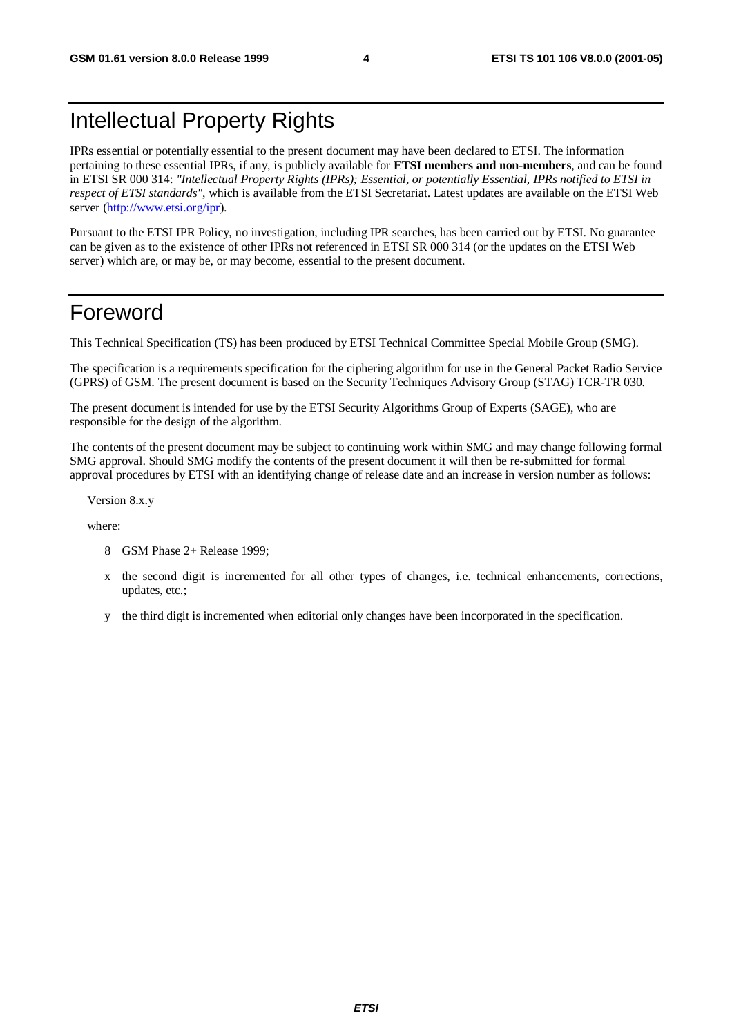# Intellectual Property Rights

IPRs essential or potentially essential to the present document may have been declared to ETSI. The information pertaining to these essential IPRs, if any, is publicly available for **ETSI members and non-members**, and can be found in ETSI SR 000 314: *"Intellectual Property Rights (IPRs); Essential, or potentially Essential, IPRs notified to ETSI in respect of ETSI standards"*, which is available from the ETSI Secretariat. Latest updates are available on the ETSI Web server (http://www.etsi.org/ipr).

Pursuant to the ETSI IPR Policy, no investigation, including IPR searches, has been carried out by ETSI. No guarantee can be given as to the existence of other IPRs not referenced in ETSI SR 000 314 (or the updates on the ETSI Web server) which are, or may be, or may become, essential to the present document.

# Foreword

This Technical Specification (TS) has been produced by ETSI Technical Committee Special Mobile Group (SMG).

The specification is a requirements specification for the ciphering algorithm for use in the General Packet Radio Service (GPRS) of GSM. The present document is based on the Security Techniques Advisory Group (STAG) TCR-TR 030.

The present document is intended for use by the ETSI Security Algorithms Group of Experts (SAGE), who are responsible for the design of the algorithm.

The contents of the present document may be subject to continuing work within SMG and may change following formal SMG approval. Should SMG modify the contents of the present document it will then be re-submitted for formal approval procedures by ETSI with an identifying change of release date and an increase in version number as follows:

Version 8.x.y

where:

8 GSM Phase 2+ Release 1999;

x the second digit is incremented for all other types of changes, i.e. technical enhancements, corrections, updates, etc.;

y the third digit is incremented when editorial only changes have been incorporated in the specification.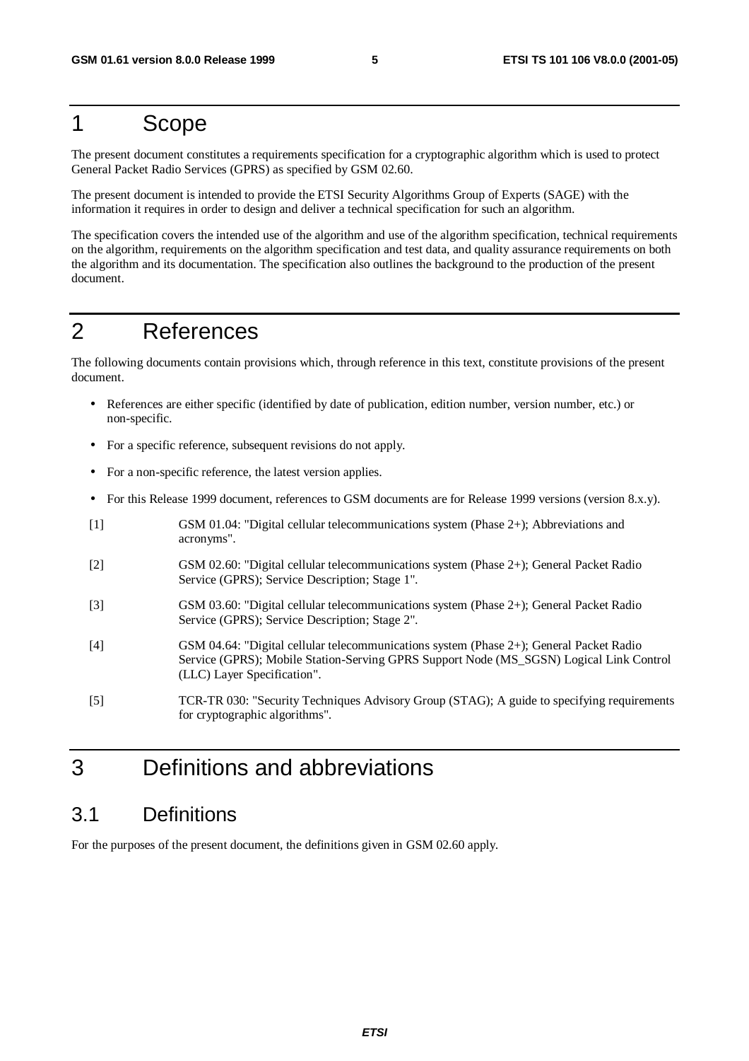# 1 Scope

The present document constitutes a requirements specification for a cryptographic algorithm which is used to protect General Packet Radio Services (GPRS) as specified by GSM 02.60.

The present document is intended to provide the ETSI Security Algorithms Group of Experts (SAGE) with the information it requires in order to design and deliver a technical specification for such an algorithm.

The specification covers the intended use of the algorithm and use of the algorithm specification, technical requirements on the algorithm, requirements on the algorithm specification and test data, and quality assurance requirements on both the algorithm and its documentation. The specification also outlines the background to the production of the present document.

# 2 References

The following documents contain provisions which, through reference in this text, constitute provisions of the present document.

- References are either specific (identified by date of publication, edition number, version number, etc.) or non-specific.
- For a specific reference, subsequent revisions do not apply.
- For a non-specific reference, the latest version applies.
- For this Release 1999 document, references to GSM documents are for Release 1999 versions (version 8.x.y).

[1] GSM 01.04: "Digital cellular telecommunications system (Phase 2+); Abbreviations and acronyms".

[2] GSM 02.60: "Digital cellular telecommunications system (Phase 2+); General Packet Radio Service (GPRS); Service Description; Stage 1".

[3] GSM 03.60: "Digital cellular telecommunications system (Phase 2+); General Packet Radio Service (GPRS); Service Description; Stage 2".

[4] GSM 04.64: "Digital cellular telecommunications system (Phase 2+); General Packet Radio Service (GPRS); Mobile Station-Serving GPRS Support Node (MS_SGSN) Logical Link Control (LLC) Layer Specification".

[5] TCR-TR 030: "Security Techniques Advisory Group (STAG); A guide to specifying requirements for cryptographic algorithms".

# 3 Definitions and abbreviations

## 3.1 Definitions

For the purposes of the present document, the definitions given in GSM 02.60 apply.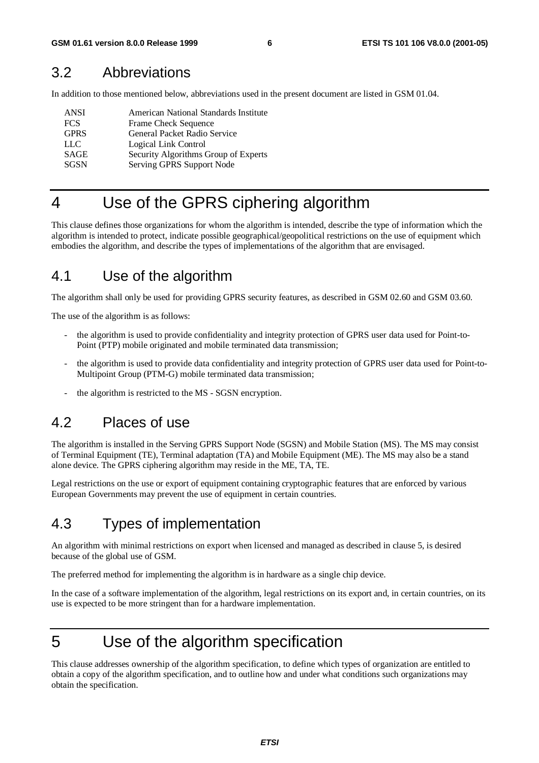## 3.2 Abbreviations

In addition to those mentioned below, abbreviations used in the present document are listed in GSM 01.04.

| | |
|---|---|
| ANSI | American National Standards Institute |
| FCS | Frame Check Sequence |
| GPRS | General Packet Radio Service |
| LLC | Logical Link Control |
| SAGE | Security Algorithms Group of Experts |
| SGSN | Serving GPRS Support Node |

# 4 Use of the GPRS ciphering algorithm

This clause defines those organizations for whom the algorithm is intended, describe the type of information which the algorithm is intended to protect, indicate possible geographical/geopolitical restrictions on the use of equipment which embodies the algorithm, and describe the types of implementations of the algorithm that are envisaged.

## 4.1 Use of the algorithm

The algorithm shall only be used for providing GPRS security features, as described in GSM 02.60 and GSM 03.60.

The use of the algorithm is as follows:

- the algorithm is used to provide confidentiality and integrity protection of GPRS user data used for Point-to-Point (PTP) mobile originated and mobile terminated data transmission;
- the algorithm is used to provide data confidentiality and integrity protection of GPRS user data used for Point-to-Multipoint Group (PTM-G) mobile terminated data transmission;
- the algorithm is restricted to the MS - SGSN encryption.

## 4.2 Places of use

The algorithm is installed in the Serving GPRS Support Node (SGSN) and Mobile Station (MS). The MS may consist of Terminal Equipment (TE), Terminal adaptation (TA) and Mobile Equipment (ME). The MS may also be a stand alone device. The GPRS ciphering algorithm may reside in the ME, TA, TE.

Legal restrictions on the use or export of equipment containing cryptographic features that are enforced by various European Governments may prevent the use of equipment in certain countries.

## 4.3 Types of implementation

An algorithm with minimal restrictions on export when licensed and managed as described in clause 5, is desired because of the global use of GSM.

The preferred method for implementing the algorithm is in hardware as a single chip device.

In the case of a software implementation of the algorithm, legal restrictions on its export and, in certain countries, on its use is expected to be more stringent than for a hardware implementation.

# 5 Use of the algorithm specification

This clause addresses ownership of the algorithm specification, to define which types of organization are entitled to obtain a copy of the algorithm specification, and to outline how and under what conditions such organizations may obtain the specification.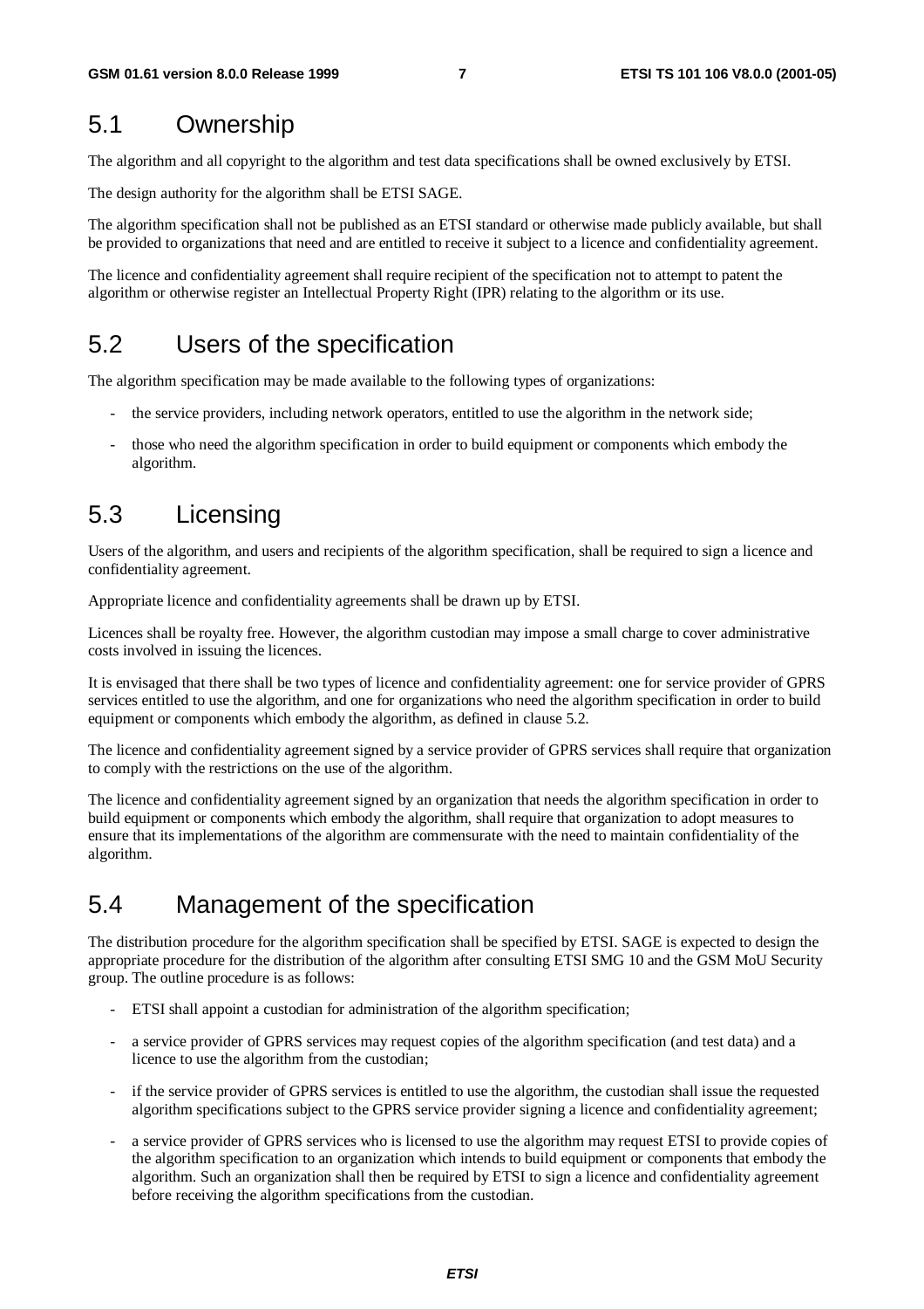## 5.1 Ownership

The algorithm and all copyright to the algorithm and test data specifications shall be owned exclusively by ETSI.

The design authority for the algorithm shall be ETSI SAGE.

The algorithm specification shall not be published as an ETSI standard or otherwise made publicly available, but shall be provided to organizations that need and are entitled to receive it subject to a licence and confidentiality agreement.

The licence and confidentiality agreement shall require recipient of the specification not to attempt to patent the algorithm or otherwise register an Intellectual Property Right (IPR) relating to the algorithm or its use.

## 5.2 Users of the specification

The algorithm specification may be made available to the following types of organizations:

- the service providers, including network operators, entitled to use the algorithm in the network side;
- those who need the algorithm specification in order to build equipment or components which embody the algorithm.

## 5.3 Licensing

Users of the algorithm, and users and recipients of the algorithm specification, shall be required to sign a licence and confidentiality agreement.

Appropriate licence and confidentiality agreements shall be drawn up by ETSI.

Licences shall be royalty free. However, the algorithm custodian may impose a small charge to cover administrative costs involved in issuing the licences.

It is envisaged that there shall be two types of licence and confidentiality agreement: one for service provider of GPRS services entitled to use the algorithm, and one for organizations who need the algorithm specification in order to build equipment or components which embody the algorithm, as defined in clause 5.2.

The licence and confidentiality agreement signed by a service provider of GPRS services shall require that organization to comply with the restrictions on the use of the algorithm.

The licence and confidentiality agreement signed by an organization that needs the algorithm specification in order to build equipment or components which embody the algorithm, shall require that organization to adopt measures to ensure that its implementations of the algorithm are commensurate with the need to maintain confidentiality of the algorithm.

## 5.4 Management of the specification

The distribution procedure for the algorithm specification shall be specified by ETSI. SAGE is expected to design the appropriate procedure for the distribution of the algorithm after consulting ETSI SMG 10 and the GSM MoU Security group. The outline procedure is as follows:

- ETSI shall appoint a custodian for administration of the algorithm specification;
- a service provider of GPRS services may request copies of the algorithm specification (and test data) and a licence to use the algorithm from the custodian;
- if the service provider of GPRS services is entitled to use the algorithm, the custodian shall issue the requested algorithm specifications subject to the GPRS service provider signing a licence and confidentiality agreement;
- a service provider of GPRS services who is licensed to use the algorithm may request ETSI to provide copies of the algorithm specification to an organization which intends to build equipment or components that embody the algorithm. Such an organization shall then be required by ETSI to sign a licence and confidentiality agreement before receiving the algorithm specifications from the custodian.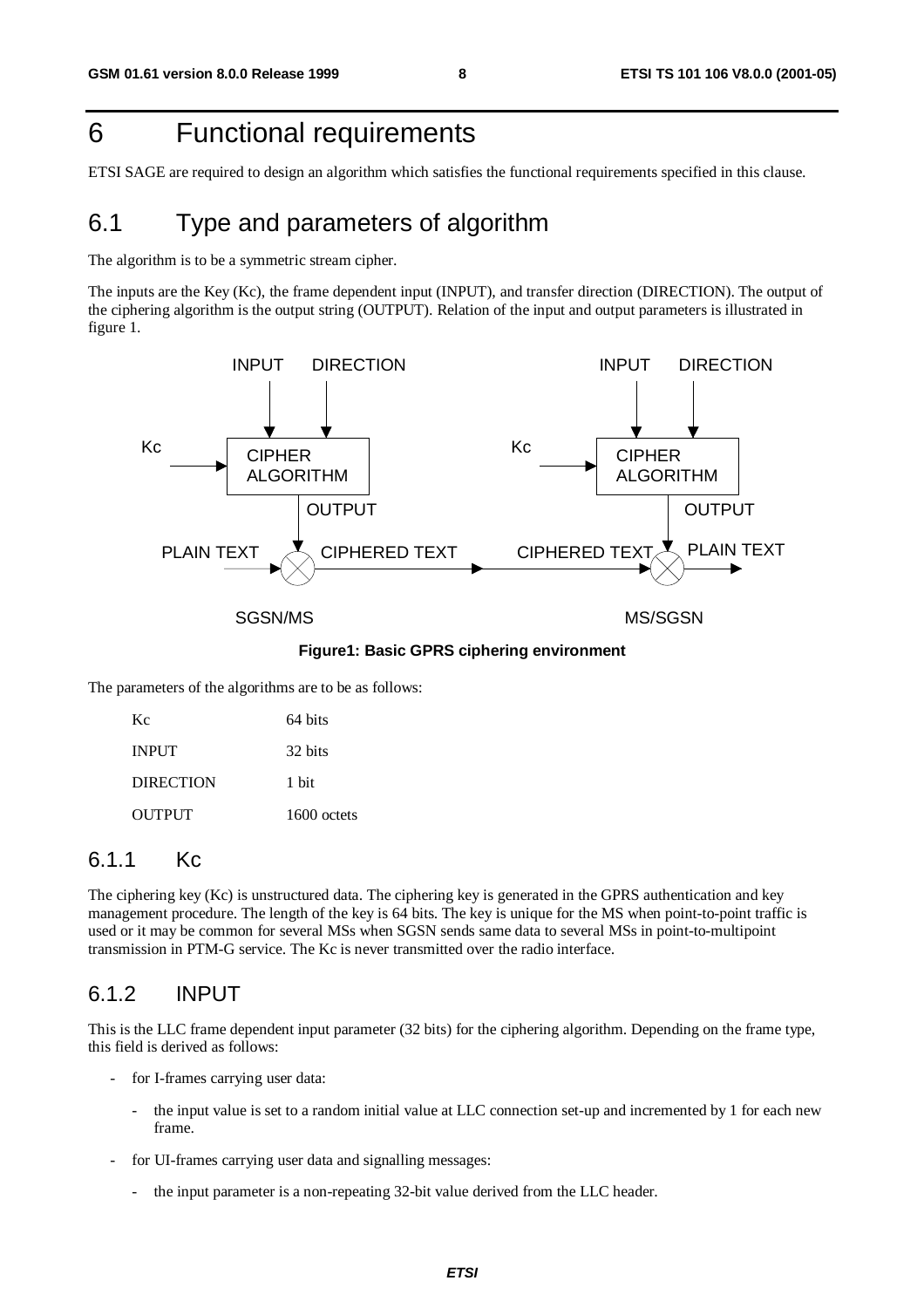# 6 Functional requirements

ETSI SAGE are required to design an algorithm which satisfies the functional requirements specified in this clause.

## 6.1 Type and parameters of algorithm

The algorithm is to be a symmetric stream cipher.

The inputs are the Key (Kc), the frame dependent input (INPUT), and transfer direction (DIRECTION). The output of the ciphering algorithm is the output string (OUTPUT). Relation of the input and output parameters is illustrated in figure 1.

**Figure1: Basic GPRS ciphering environment**

The parameters of the algorithms are to be as follows:

| | |
|---|---|
| Kc | 64 bits |
| INPUT | 32 bits |
| DIRECTION | 1 bit |
| OUTPUT | 1600 octets |

### 6.1.1 Kc

The ciphering key (Kc) is unstructured data. The ciphering key is generated in the GPRS authentication and key management procedure. The length of the key is 64 bits. The key is unique for the MS when point-to-point traffic is used or it may be common for several MSs when SGSN sends same data to several MSs in point-to-multipoint transmission in PTM-G service. The Kc is never transmitted over the radio interface.

### 6.1.2 INPUT

This is the LLC frame dependent input parameter (32 bits) for the ciphering algorithm. Depending on the frame type, this field is derived as follows:

- for I-frames carrying user data:
  - the input value is set to a random initial value at LLC connection set-up and incremented by 1 for each new frame.
- for UI-frames carrying user data and signalling messages:
  - the input parameter is a non-repeating 32-bit value derived from the LLC header.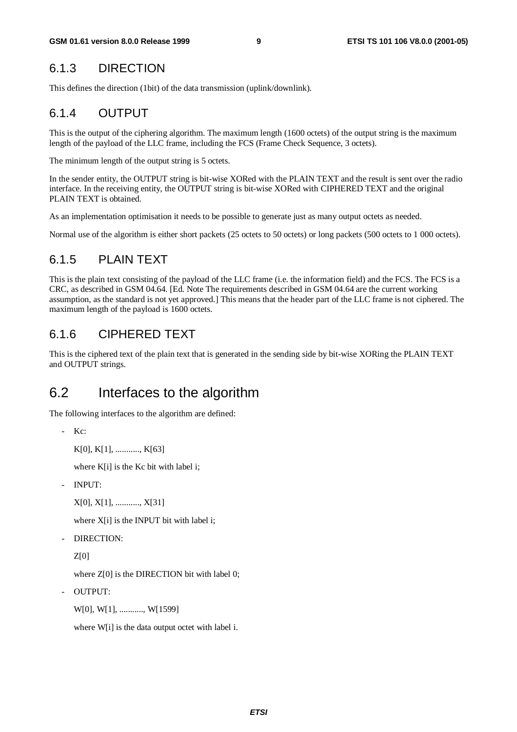### 6.1.3 DIRECTION

This defines the direction (1bit) of the data transmission (uplink/downlink).

### 6.1.4 OUTPUT

This is the output of the ciphering algorithm. The maximum length (1600 octets) of the output string is the maximum length of the payload of the LLC frame, including the FCS (Frame Check Sequence, 3 octets).

The minimum length of the output string is 5 octets.

In the sender entity, the OUTPUT string is bit-wise XORed with the PLAIN TEXT and the result is sent over the radio interface. In the receiving entity, the OUTPUT string is bit-wise XORed with CIPHERED TEXT and the original PLAIN TEXT is obtained.

As an implementation optimisation it needs to be possible to generate just as many output octets as needed.

Normal use of the algorithm is either short packets (25 octets to 50 octets) or long packets (500 octets to 1 000 octets).

### 6.1.5 PLAIN TEXT

This is the plain text consisting of the payload of the LLC frame (i.e. the information field) and the FCS. The FCS is a CRC, as described in GSM 04.64. [Ed. Note The requirements described in GSM 04.64 are the current working assumption, as the standard is not yet approved.] This means that the header part of the LLC frame is not ciphered. The maximum length of the payload is 1600 octets.

### 6.1.6 CIPHERED TEXT

This is the ciphered text of the plain text that is generated in the sending side by bit-wise XORing the PLAIN TEXT and OUTPUT strings.

## 6.2 Interfaces to the algorithm

The following interfaces to the algorithm are defined:

- Kc:

  K[0], K[1], ..........., K[63]

  where K[i] is the Kc bit with label i;

- INPUT:

  X[0], X[1], ..........., X[31]

  where X[i] is the INPUT bit with label i;

- DIRECTION:

  Z[0]

  where Z[0] is the DIRECTION bit with label 0;

- OUTPUT:

  W[0], W[1], ..........., W[1599]

  where W[i] is the data output octet with label i.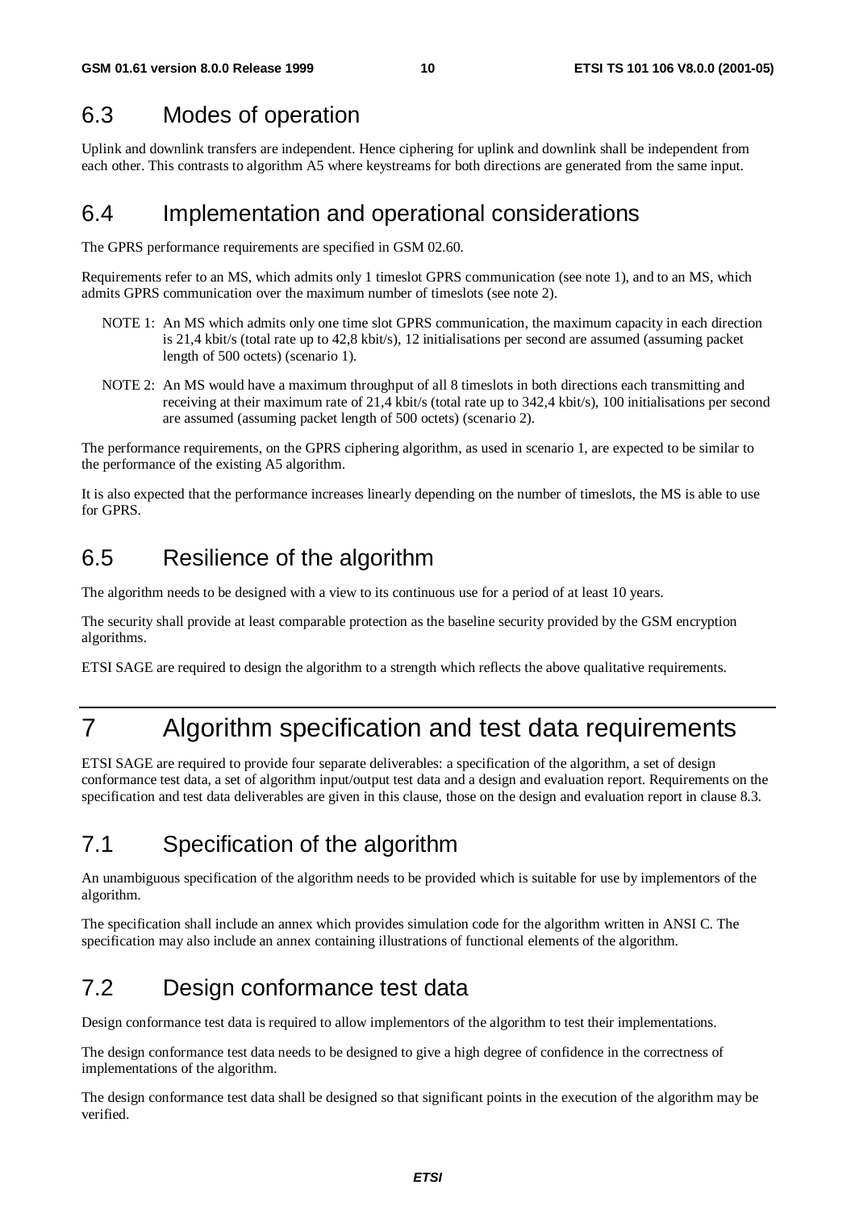## 6.3 Modes of operation

Uplink and downlink transfers are independent. Hence ciphering for uplink and downlink shall be independent from each other. This contrasts to algorithm A5 where keystreams for both directions are generated from the same input.

## 6.4 Implementation and operational considerations

The GPRS performance requirements are specified in GSM 02.60.

Requirements refer to an MS, which admits only 1 timeslot GPRS communication (see note 1), and to an MS, which admits GPRS communication over the maximum number of timeslots (see note 2).

NOTE 1: An MS which admits only one time slot GPRS communication, the maximum capacity in each direction is 21,4 kbit/s (total rate up to 42,8 kbit/s), 12 initialisations per second are assumed (assuming packet length of 500 octets) (scenario 1).

NOTE 2: An MS would have a maximum throughput of all 8 timeslots in both directions each transmitting and receiving at their maximum rate of 21,4 kbit/s (total rate up to 342,4 kbit/s), 100 initialisations per second are assumed (assuming packet length of 500 octets) (scenario 2).

The performance requirements, on the GPRS ciphering algorithm, as used in scenario 1, are expected to be similar to the performance of the existing A5 algorithm.

It is also expected that the performance increases linearly depending on the number of timeslots, the MS is able to use for GPRS.

## 6.5 Resilience of the algorithm

The algorithm needs to be designed with a view to its continuous use for a period of at least 10 years.

The security shall provide at least comparable protection as the baseline security provided by the GSM encryption algorithms.

ETSI SAGE are required to design the algorithm to a strength which reflects the above qualitative requirements.

# 7 Algorithm specification and test data requirements

ETSI SAGE are required to provide four separate deliverables: a specification of the algorithm, a set of design conformance test data, a set of algorithm input/output test data and a design and evaluation report. Requirements on the specification and test data deliverables are given in this clause, those on the design and evaluation report in clause 8.3.

## 7.1 Specification of the algorithm

An unambiguous specification of the algorithm needs to be provided which is suitable for use by implementors of the algorithm.

The specification shall include an annex which provides simulation code for the algorithm written in ANSI C. The specification may also include an annex containing illustrations of functional elements of the algorithm.

## 7.2 Design conformance test data

Design conformance test data is required to allow implementors of the algorithm to test their implementations.

The design conformance test data needs to be designed to give a high degree of confidence in the correctness of implementations of the algorithm.

The design conformance test data shall be designed so that significant points in the execution of the algorithm may be verified.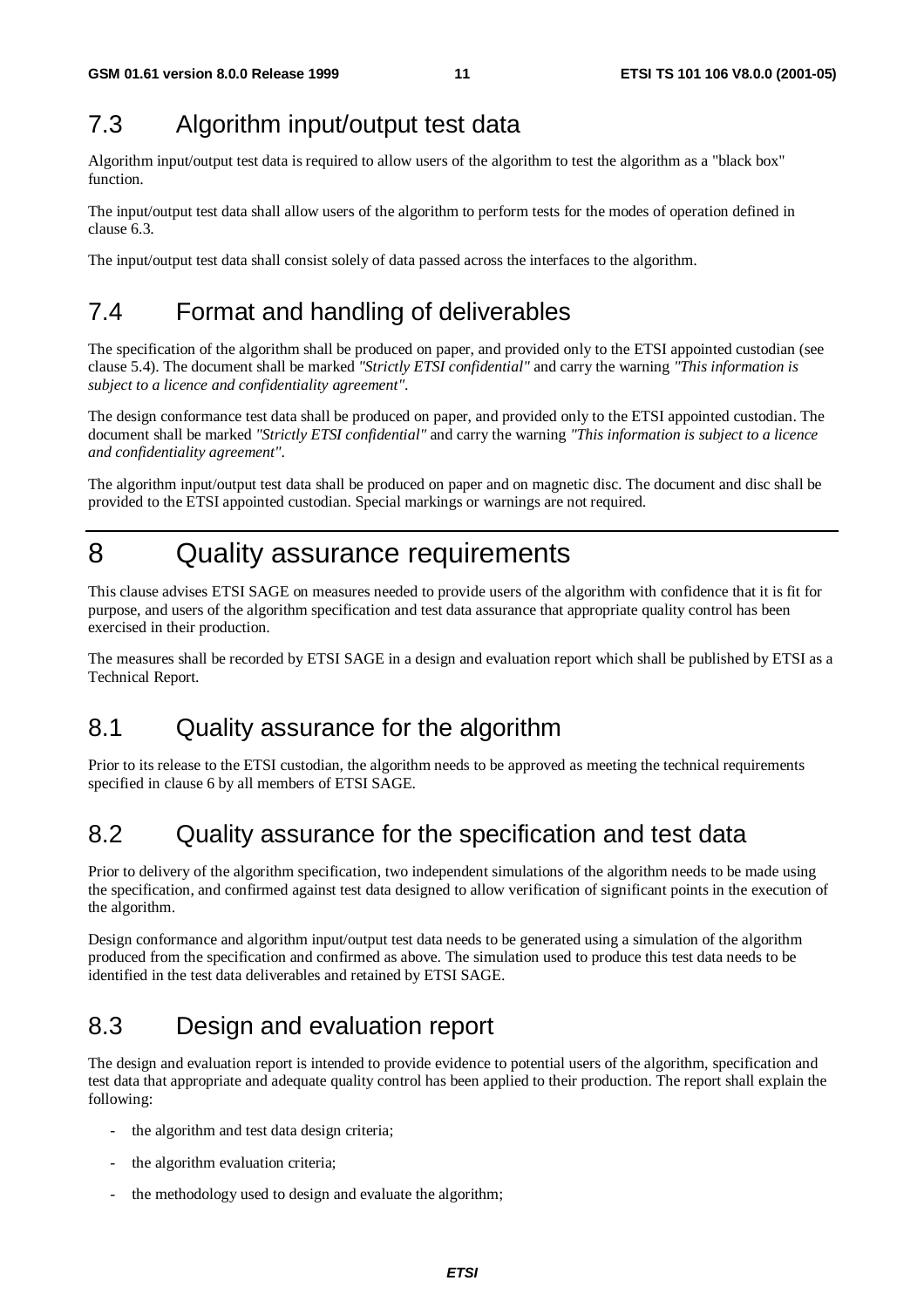## 7.3 Algorithm input/output test data

Algorithm input/output test data is required to allow users of the algorithm to test the algorithm as a "black box" function.

The input/output test data shall allow users of the algorithm to perform tests for the modes of operation defined in clause 6.3.

The input/output test data shall consist solely of data passed across the interfaces to the algorithm.

## 7.4 Format and handling of deliverables

The specification of the algorithm shall be produced on paper, and provided only to the ETSI appointed custodian (see clause 5.4). The document shall be marked *"Strictly ETSI confidential"* and carry the warning *"This information is subject to a licence and confidentiality agreement"*.

The design conformance test data shall be produced on paper, and provided only to the ETSI appointed custodian. The document shall be marked *"Strictly ETSI confidential"* and carry the warning *"This information is subject to a licence and confidentiality agreement"*.

The algorithm input/output test data shall be produced on paper and on magnetic disc. The document and disc shall be provided to the ETSI appointed custodian. Special markings or warnings are not required.

# 8 Quality assurance requirements

This clause advises ETSI SAGE on measures needed to provide users of the algorithm with confidence that it is fit for purpose, and users of the algorithm specification and test data assurance that appropriate quality control has been exercised in their production.

The measures shall be recorded by ETSI SAGE in a design and evaluation report which shall be published by ETSI as a Technical Report.

## 8.1 Quality assurance for the algorithm

Prior to its release to the ETSI custodian, the algorithm needs to be approved as meeting the technical requirements specified in clause 6 by all members of ETSI SAGE.

## 8.2 Quality assurance for the specification and test data

Prior to delivery of the algorithm specification, two independent simulations of the algorithm needs to be made using the specification, and confirmed against test data designed to allow verification of significant points in the execution of the algorithm.

Design conformance and algorithm input/output test data needs to be generated using a simulation of the algorithm produced from the specification and confirmed as above. The simulation used to produce this test data needs to be identified in the test data deliverables and retained by ETSI SAGE.

## 8.3 Design and evaluation report

The design and evaluation report is intended to provide evidence to potential users of the algorithm, specification and test data that appropriate and adequate quality control has been applied to their production. The report shall explain the following:

- the algorithm and test data design criteria;
- the algorithm evaluation criteria;
- the methodology used to design and evaluate the algorithm;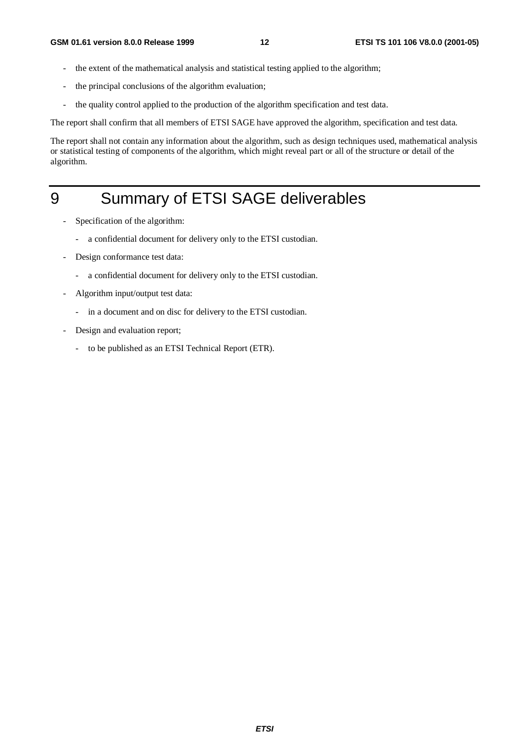- the extent of the mathematical analysis and statistical testing applied to the algorithm;
- the principal conclusions of the algorithm evaluation;
- the quality control applied to the production of the algorithm specification and test data.

The report shall confirm that all members of ETSI SAGE have approved the algorithm, specification and test data.

The report shall not contain any information about the algorithm, such as design techniques used, mathematical analysis or statistical testing of components of the algorithm, which might reveal part or all of the structure or detail of the algorithm.

# 9 Summary of ETSI SAGE deliverables

- Specification of the algorithm:
  - a confidential document for delivery only to the ETSI custodian.
- Design conformance test data:
  - a confidential document for delivery only to the ETSI custodian.
- Algorithm input/output test data:
  - in a document and on disc for delivery to the ETSI custodian.
- Design and evaluation report;
  - to be published as an ETSI Technical Report (ETR).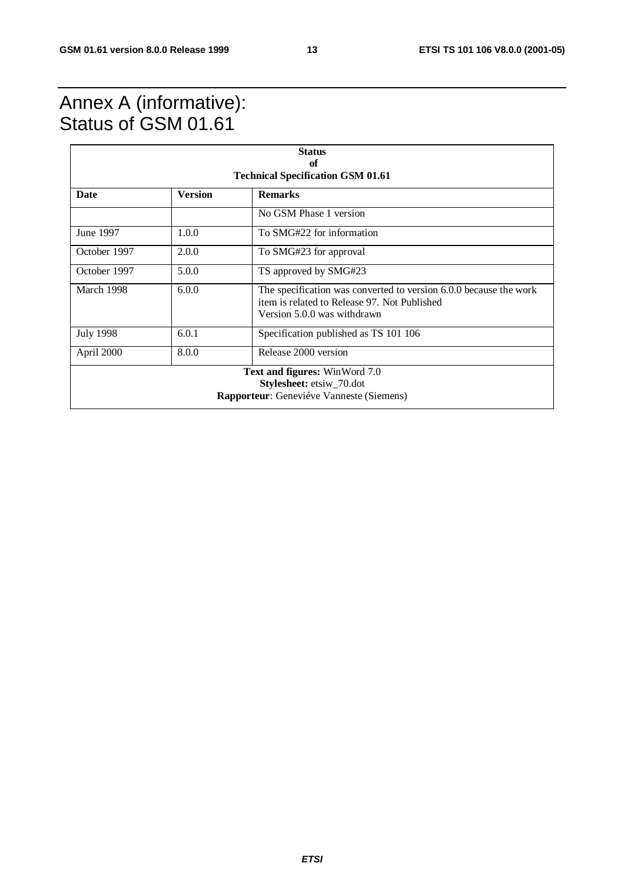# Annex A (informative): Status of GSM 01.61

| **Status of Technical Specification GSM 01.61** | | |
|---|---|---|
| **Date** | **Version** | **Remarks** |
| | | No GSM Phase 1 version |
| June 1997 | 1.0.0 | To SMG#22 for information |
| October 1997 | 2.0.0 | To SMG#23 for approval |
| October 1997 | 5.0.0 | TS approved by SMG#23 |
| March 1998 | 6.0.0 | The specification was converted to version 6.0.0 because the work item is related to Release 97. Not Published Version 5.0.0 was withdrawn |
| July 1998 | 6.0.1 | Specification published as TS 101 106 |
| April 2000 | 8.0.0 | Release 2000 version |
| **Text and figures:** WinWord 7.0<br>**Stylesheet:** etsiw_70.dot<br>**Rapporteur**: Geneviéve Vanneste (Siemens) | | |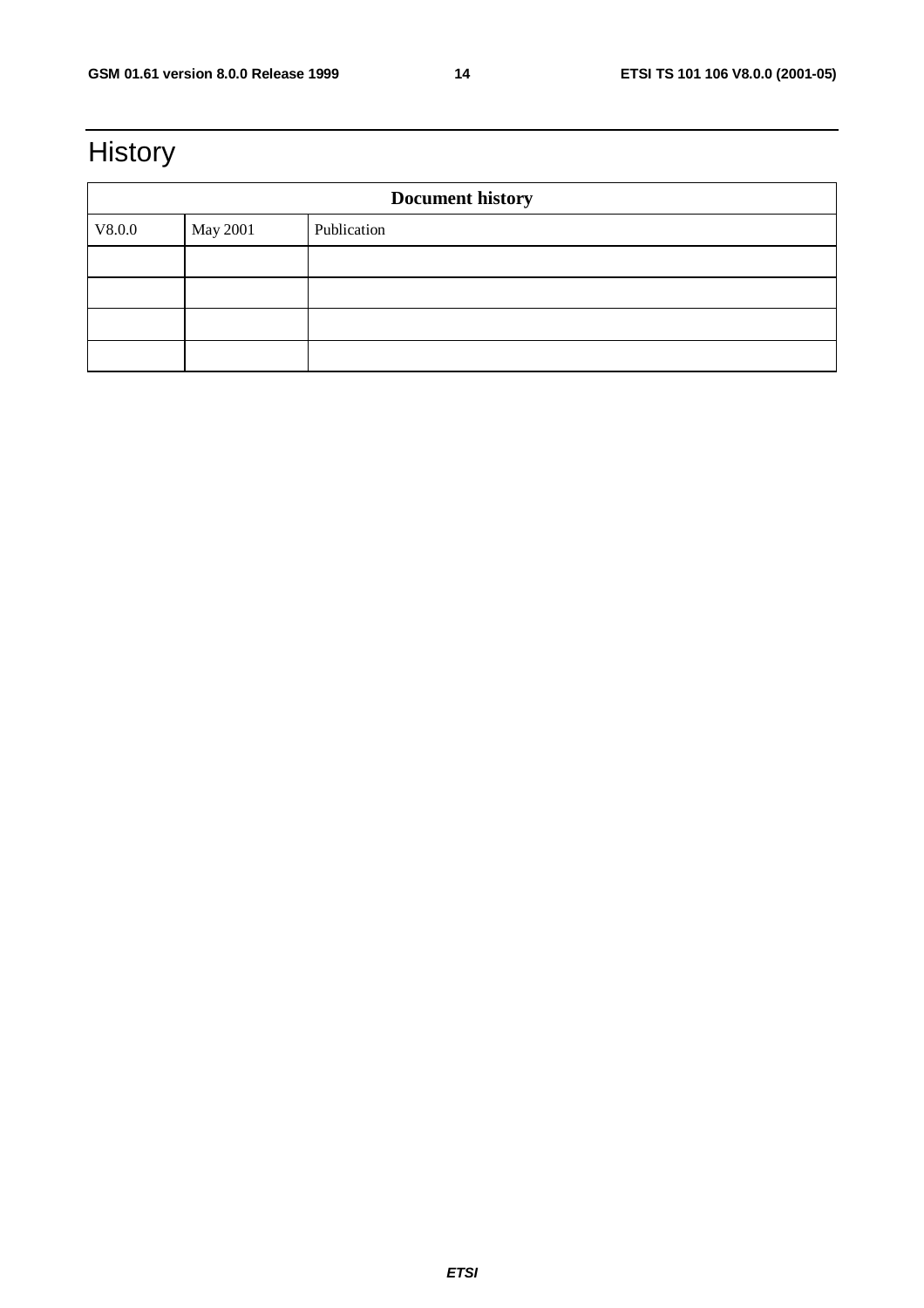# History

| Document history | | |
|---|---|---|
| V8.0.0 | May 2001 | Publication |
| | | |
| | | |
| | | |
| | | |